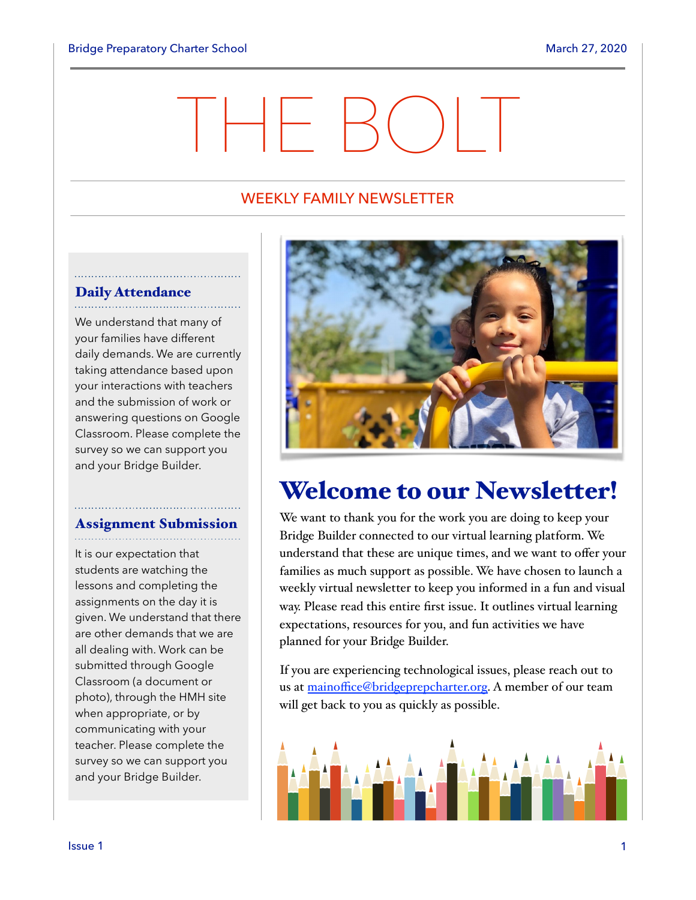# THE BOLT

## WEEKLY FAMILY NEWSLETTER

## Welcome to our Newsletter!

We want to thank you for the work you are doing to keep your Bridge Builder connected to our virtual learning platform. We understand that these are unique times, and we want to offer your families as much support as possible. We have chosen to launch a weekly virtual newsletter to keep you informed in a fun and visual way. Please read this entire first issue. It outlines virtual learning expectations, resources for you, and fun activities we have planned for your Bridge Builder.

If you are experiencing technological issues, please reach out to us at mainoffice@bridgeprepcharter.org. A member of our team will get back to you as quickly as possible.

### Daily Attendance

We understand that many of your families have different daily demands. We are currently taking attendance based upon your interactions with teachers and the submission of work or answering questions on Google Classroom. Please complete the survey so we can support you and your Bridge Builder.

### Assignment Submission

It is our expectation that students are watching the lessons and completing the assignments on the day it is given. We understand that there are other demands that we are all dealing with. Work can be submitted through Google Classroom (a document or photo), through the HMH site when appropriate, or by communicating with your teacher. Please complete the survey so we can support you and your Bridge Builder.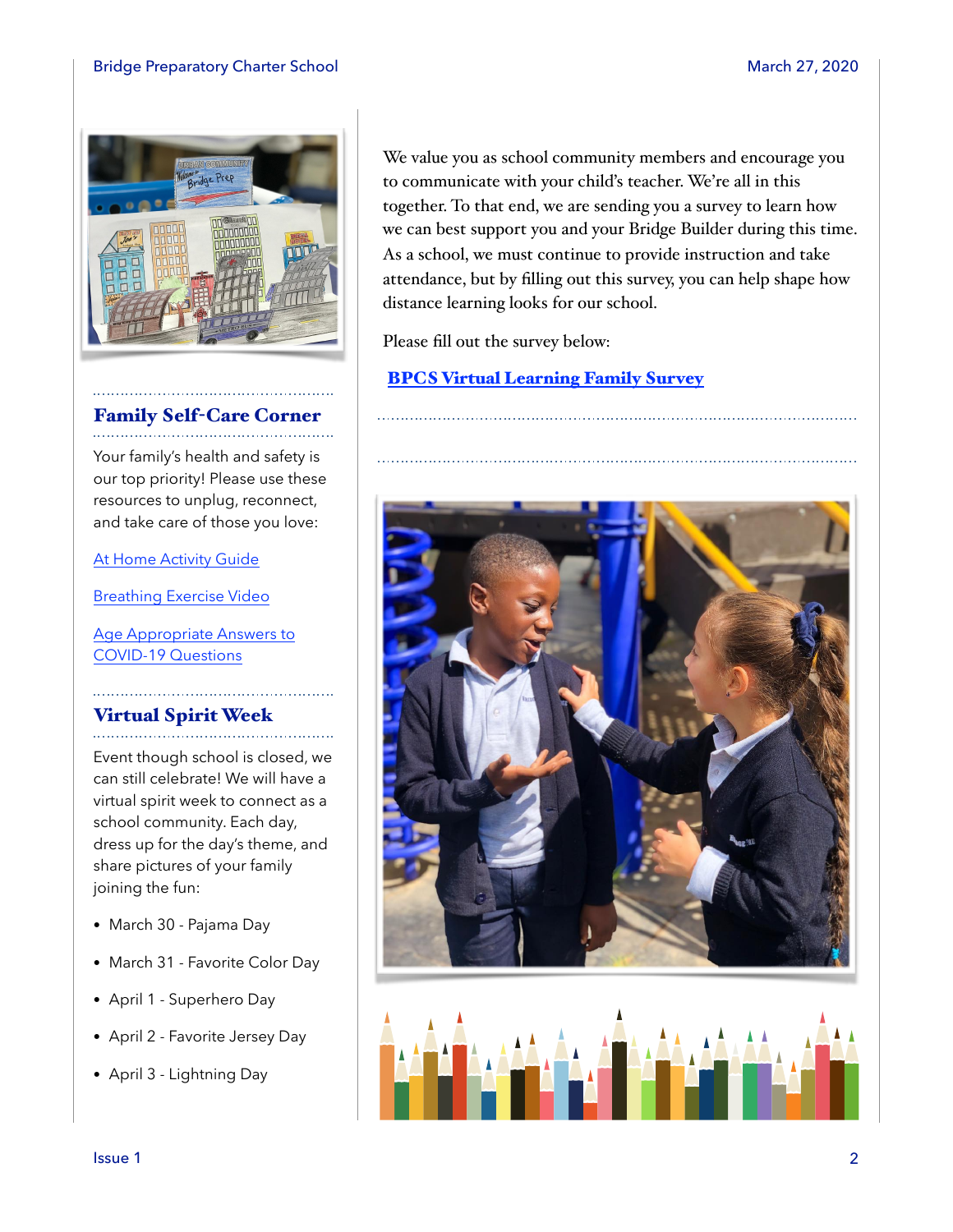## Family Self-Care Corner

Your family's health and safety is our top priority! Please use these resources to unplug, reconnect, and take care of those you love:

[At Home Activity Guide]

[Breathing Exercise Video]

[Age Appropriate Answers to COVID-19 Questions]

## Virtual Spirit Week

Event though school is closed, we can still celebrate! We will have a virtual spirit week to connect as a school community. Each day, dress up for the day's theme, and share pictures of your family joining the fun:

- March 30 - Pajama Day
- March 31 - Favorite Color Day
- April 1 - Superhero Day
- April 2 - Favorite Jersey Day
- April 3 - Lightning Day

We value you as school community members and encourage you to communicate with your child's teacher. We're all in this together. To that end, we are sending you a survey to learn how we can best support you and your Bridge Builder during this time. As a school, we must continue to provide instruction and take attendance, but by filling out this survey, you can help shape how distance learning looks for our school.

Please fill out the survey below:

**[BPCS Virtual Learning Family Survey]**